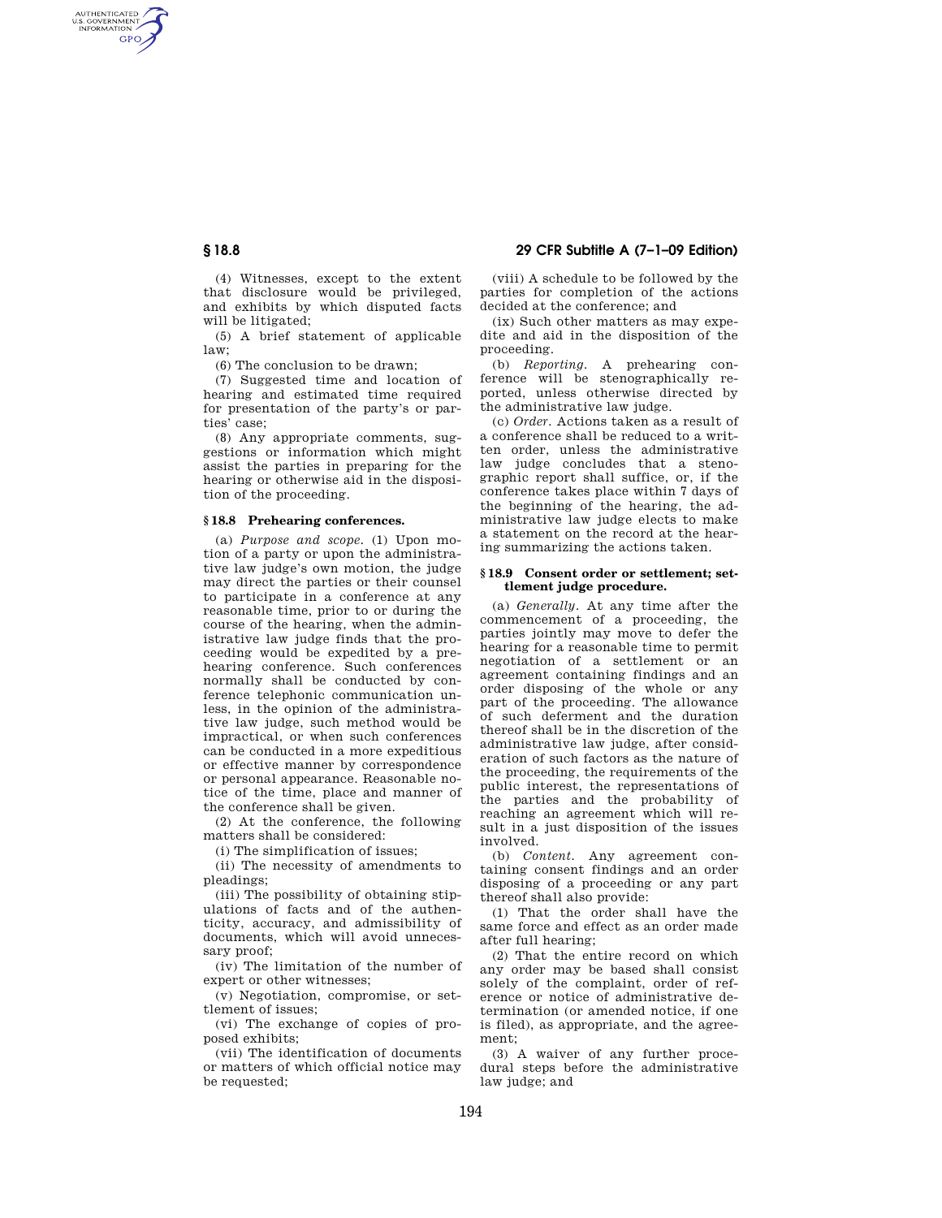(4) Witnesses, except to the extent that disclosure would be privileged, and exhibits by which disputed facts will be litigated;

(5) A brief statement of applicable law;

(6) The conclusion to be drawn;

(7) Suggested time and location of hearing and estimated time required for presentation of the party's or parties' case;

(8) Any appropriate comments, suggestions or information which might assist the parties in preparing for the hearing or otherwise aid in the disposition of the proceeding.

### § 18.8 Prehearing conferences.

(a) *Purpose and scope.* (1) Upon motion of a party or upon the administrative law judge's own motion, the judge may direct the parties or their counsel to participate in a conference at any reasonable time, prior to or during the course of the hearing, when the administrative law judge finds that the proceeding would be expedited by a prehearing conference. Such conferences normally shall be conducted by conference telephonic communication unless, in the opinion of the administrative law judge, such method would be impractical, or when such conferences can be conducted in a more expeditious or effective manner by correspondence or personal appearance. Reasonable notice of the time, place and manner of the conference shall be given.

(2) At the conference, the following matters shall be considered:

(i) The simplification of issues;

(ii) The necessity of amendments to pleadings;

(iii) The possibility of obtaining stipulations of facts and of the authenticity, accuracy, and admissibility of documents, which will avoid unnecessary proof;

(iv) The limitation of the number of expert or other witnesses;

(v) Negotiation, compromise, or settlement of issues;

(vi) The exchange of copies of proposed exhibits;

(vii) The identification of documents or matters of which official notice may be requested;

(viii) A schedule to be followed by the parties for completion of the actions decided at the conference; and

(ix) Such other matters as may expedite and aid in the disposition of the proceeding.

(b) *Reporting.* A prehearing conference will be stenographically reported, unless otherwise directed by the administrative law judge.

(c) *Order.* Actions taken as a result of a conference shall be reduced to a written order, unless the administrative law judge concludes that a stenographic report shall suffice, or, if the conference takes place within 7 days of the beginning of the hearing, the administrative law judge elects to make a statement on the record at the hearing summarizing the actions taken.

### § 18.9 Consent order or settlement; settlement judge procedure.

(a) *Generally.* At any time after the commencement of a proceeding, the parties jointly may move to defer the hearing for a reasonable time to permit negotiation of a settlement or an agreement containing findings and an order disposing of the whole or any part of the proceeding. The allowance of such deferment and the duration thereof shall be in the discretion of the administrative law judge, after consideration of such factors as the nature of the proceeding, the requirements of the public interest, the representations of the parties and the probability of reaching an agreement which will result in a just disposition of the issues involved.

(b) *Content.* Any agreement containing consent findings and an order disposing of a proceeding or any part thereof shall also provide:

(1) That the order shall have the same force and effect as an order made after full hearing;

(2) That the entire record on which any order may be based shall consist solely of the complaint, order of reference or notice of administrative determination (or amended notice, if one is filed), as appropriate, and the agreement;

(3) A waiver of any further procedural steps before the administrative law judge; and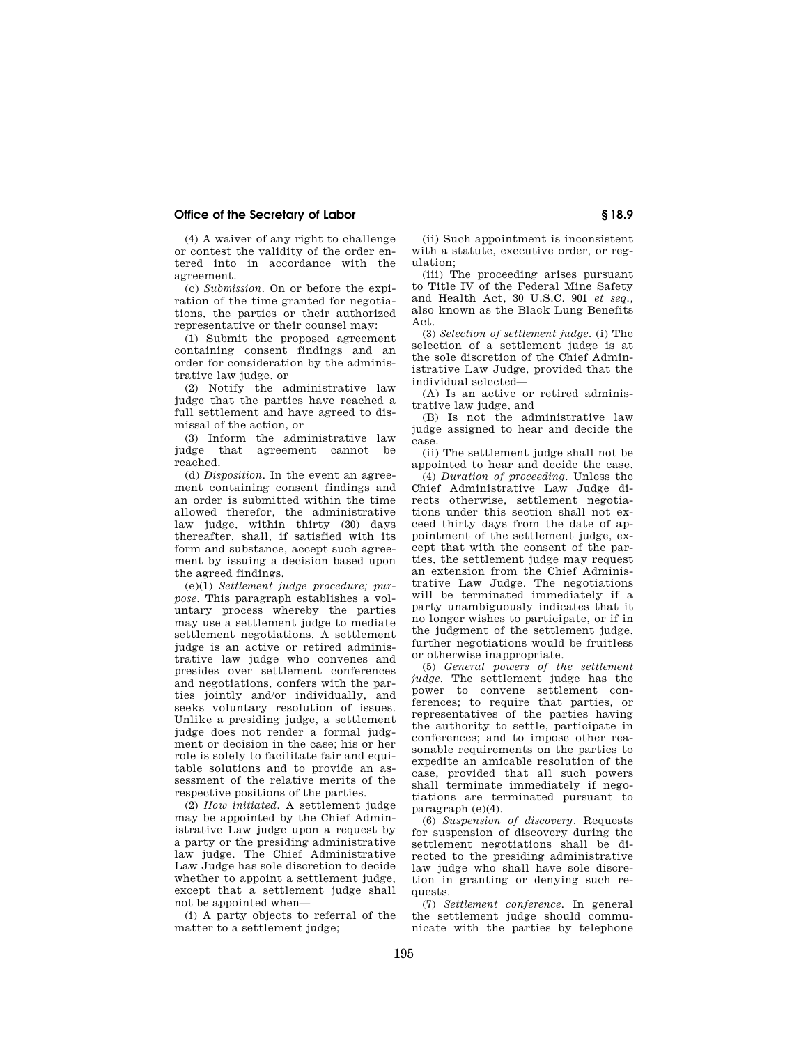(4) A waiver of any right to challenge or contest the validity of the order entered into in accordance with the agreement.

(c) *Submission.* On or before the expiration of the time granted for negotiations, the parties or their authorized representative or their counsel may:

(1) Submit the proposed agreement containing consent findings and an order for consideration by the administrative law judge, or

(2) Notify the administrative law judge that the parties have reached a full settlement and have agreed to dismissal of the action, or

(3) Inform the administrative law judge that agreement cannot be reached.

(d) *Disposition.* In the event an agreement containing consent findings and an order is submitted within the time allowed therefor, the administrative law judge, within thirty (30) days thereafter, shall, if satisfied with its form and substance, accept such agreement by issuing a decision based upon the agreed findings.

(e)(1) *Settlement judge procedure; purpose.* This paragraph establishes a voluntary process whereby the parties may use a settlement judge to mediate settlement negotiations. A settlement judge is an active or retired administrative law judge who convenes and presides over settlement conferences and negotiations, confers with the parties jointly and/or individually, and seeks voluntary resolution of issues. Unlike a presiding judge, a settlement judge does not render a formal judgment or decision in the case; his or her role is solely to facilitate fair and equitable solutions and to provide an assessment of the relative merits of the respective positions of the parties.

(2) *How initiated.* A settlement judge may be appointed by the Chief Administrative Law judge upon a request by a party or the presiding administrative law judge. The Chief Administrative Law Judge has sole discretion to decide whether to appoint a settlement judge, except that a settlement judge shall not be appointed when—

(i) A party objects to referral of the matter to a settlement judge;

(ii) Such appointment is inconsistent with a statute, executive order, or regulation;

(iii) The proceeding arises pursuant to Title IV of the Federal Mine Safety and Health Act, 30 U.S.C. 901 *et seq.*, also known as the Black Lung Benefits Act.

(3) *Selection of settlement judge.* (i) The selection of a settlement judge is at the sole discretion of the Chief Administrative Law Judge, provided that the individual selected—

(A) Is an active or retired administrative law judge, and

(B) Is not the administrative law judge assigned to hear and decide the case.

(ii) The settlement judge shall not be appointed to hear and decide the case.

(4) *Duration of proceeding.* Unless the Chief Administrative Law Judge directs otherwise, settlement negotiations under this section shall not exceed thirty days from the date of appointment of the settlement judge, except that with the consent of the parties, the settlement judge may request an extension from the Chief Administrative Law Judge. The negotiations will be terminated immediately if a party unambiguously indicates that it no longer wishes to participate, or if in the judgment of the settlement judge, further negotiations would be fruitless or otherwise inappropriate.

(5) *General powers of the settlement judge.* The settlement judge has the power to convene settlement conferences; to require that parties, or representatives of the parties having the authority to settle, participate in conferences; and to impose other reasonable requirements on the parties to expedite an amicable resolution of the case, provided that all such powers shall terminate immediately if negotiations are terminated pursuant to paragraph (e)(4).

(6) *Suspension of discovery.* Requests for suspension of discovery during the settlement negotiations shall be directed to the presiding administrative law judge who shall have sole discretion in granting or denying such requests.

(7) *Settlement conference.* In general the settlement judge should communicate with the parties by telephone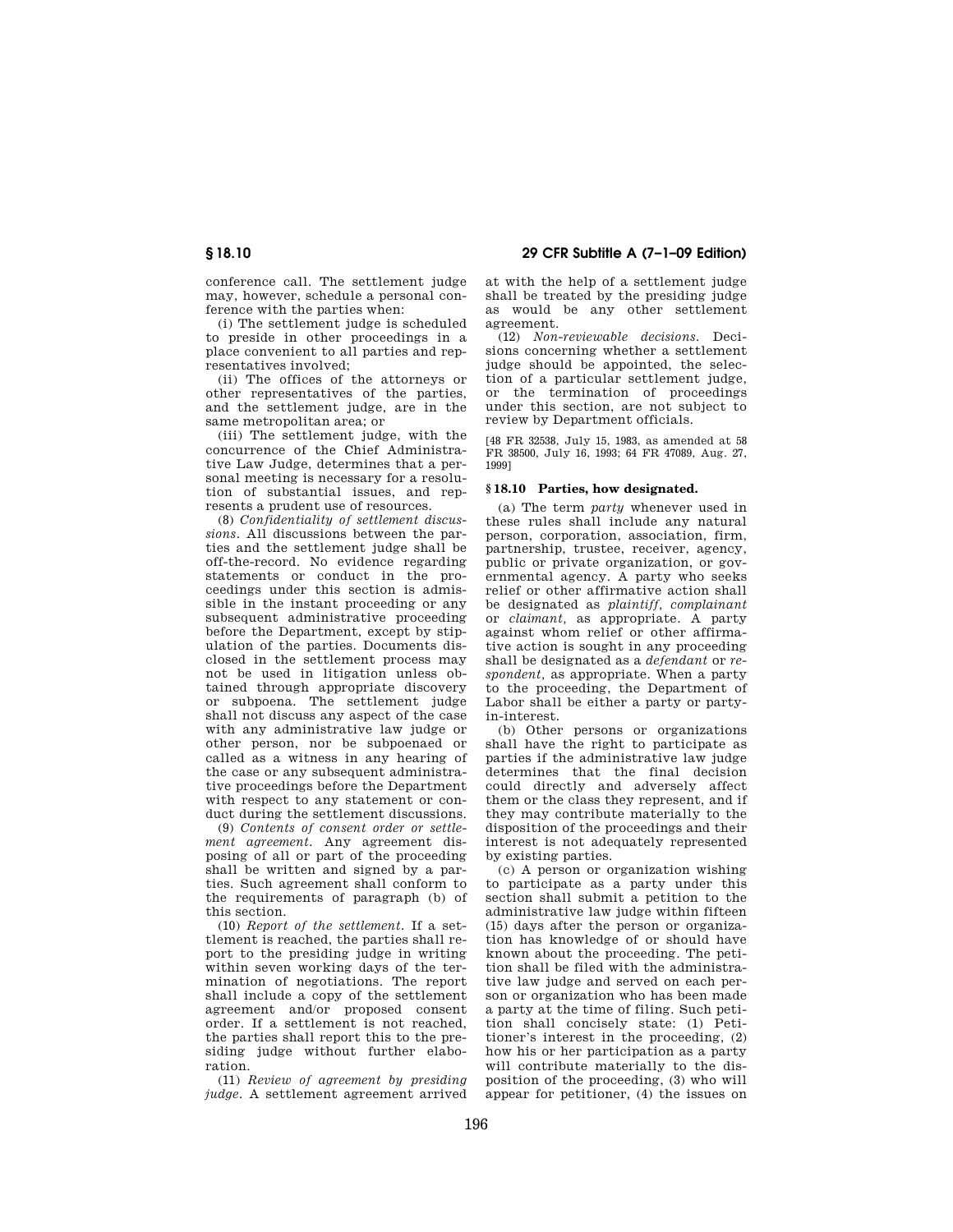conference call. The settlement judge may, however, schedule a personal conference with the parties when:

(i) The settlement judge is scheduled to preside in other proceedings in a place convenient to all parties and representatives involved;

(ii) The offices of the attorneys or other representatives of the parties, and the settlement judge, are in the same metropolitan area; or

(iii) The settlement judge, with the concurrence of the Chief Administrative Law Judge, determines that a personal meeting is necessary for a resolution of substantial issues, and represents a prudent use of resources.

(8) *Confidentiality of settlement discussions.* All discussions between the parties and the settlement judge shall be off-the-record. No evidence regarding statements or conduct in the proceedings under this section is admissible in the instant proceeding or any subsequent administrative proceeding before the Department, except by stipulation of the parties. Documents disclosed in the settlement process may not be used in litigation unless obtained through appropriate discovery or subpoena. The settlement judge shall not discuss any aspect of the case with any administrative law judge or other person, nor be subpoenaed or called as a witness in any hearing of the case or any subsequent administrative proceedings before the Department with respect to any statement or conduct during the settlement discussions.

(9) *Contents of consent order or settlement agreement.* Any agreement disposing of all or part of the proceeding shall be written and signed by a parties. Such agreement shall conform to the requirements of paragraph (b) of this section.

(10) *Report of the settlement.* If a settlement is reached, the parties shall report to the presiding judge in writing within seven working days of the termination of negotiations. The report shall include a copy of the settlement agreement and/or proposed consent order. If a settlement is not reached, the parties shall report this to the presiding judge without further elaboration.

(11) *Review of agreement by presiding judge.* A settlement agreement arrived at with the help of a settlement judge shall be treated by the presiding judge as would be any other settlement agreement.

(12) *Non-reviewable decisions.* Decisions concerning whether a settlement judge should be appointed, the selection of a particular settlement judge, or the termination of proceedings under this section, are not subject to review by Department officials.

[48 FR 32538, July 15, 1983, as amended at 58 FR 38500, July 16, 1993; 64 FR 47089, Aug. 27, 1999]

### § 18.10 Parties, how designated.

(a) The term *party* whenever used in these rules shall include any natural person, corporation, association, firm, partnership, trustee, receiver, agency, public or private organization, or governmental agency. A party who seeks relief or other affirmative action shall be designated as *plaintiff, complainant* or *claimant*, as appropriate. A party against whom relief or other affirmative action is sought in any proceeding shall be designated as a *defendant* or *respondent*, as appropriate. When a party to the proceeding, the Department of Labor shall be either a party or party-in-interest.

(b) Other persons or organizations shall have the right to participate as parties if the administrative law judge determines that the final decision could directly and adversely affect them or the class they represent, and if they may contribute materially to the disposition of the proceedings and their interest is not adequately represented by existing parties.

(c) A person or organization wishing to participate as a party under this section shall submit a petition to the administrative law judge within fifteen (15) days after the person or organization has knowledge of or should have known about the proceeding. The petition shall be filed with the administrative law judge and served on each person or organization who has been made a party at the time of filing. Such petition shall concisely state: (1) Petitioner's interest in the proceeding, (2) how his or her participation as a party will contribute materially to the disposition of the proceeding, (3) who will appear for petitioner, (4) the issues on